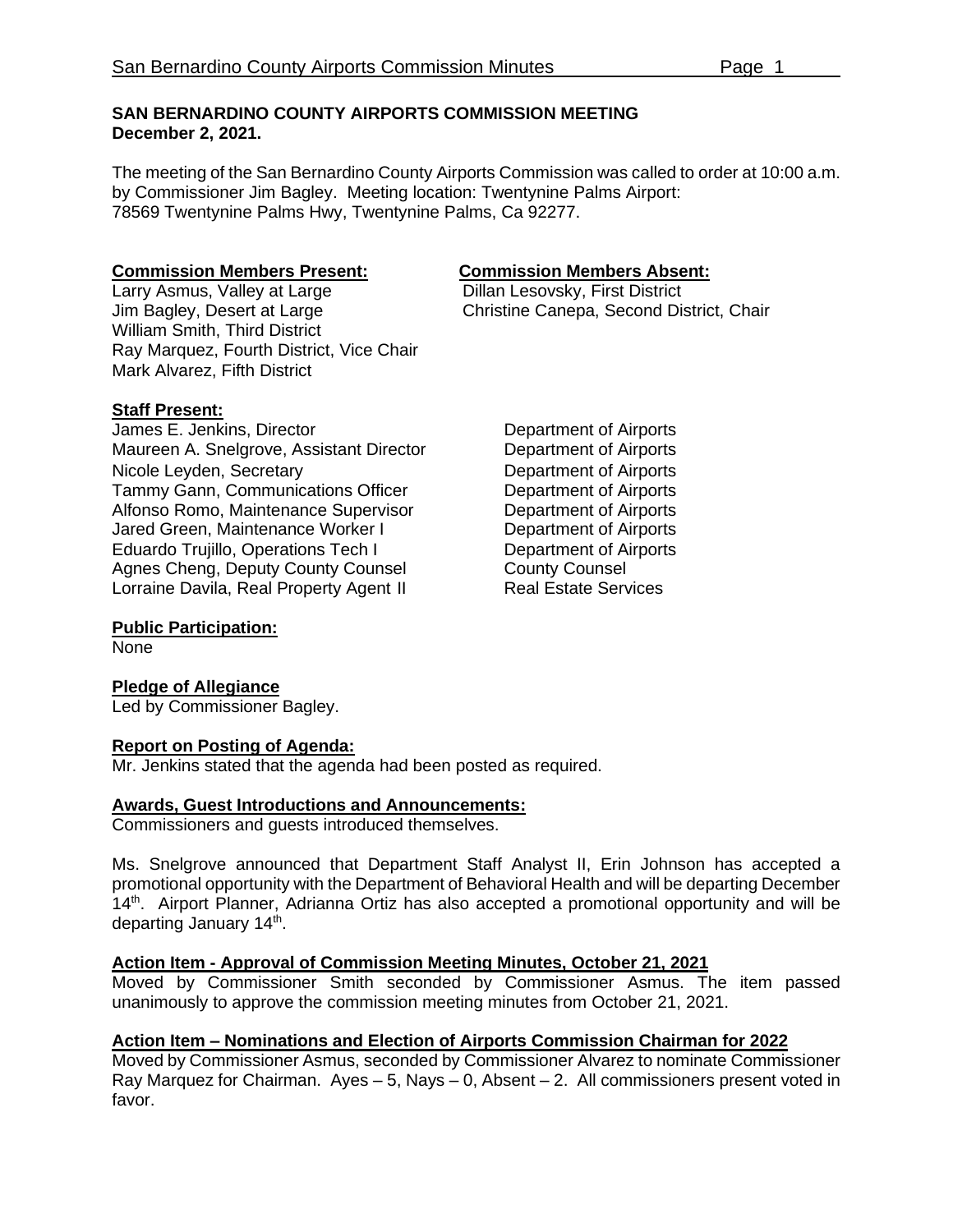**SAN BERNARDINO COUNTY AIRPORTS COMMISSION MEETING**
**December 2, 2021.**

The meeting of the San Bernardino County Airports Commission was called to order at 10:00 a.m. by Commissioner Jim Bagley. Meeting location: Twentynine Palms Airport: 78569 Twentynine Palms Hwy, Twentynine Palms, Ca 92277.

**Commission Members Present:**
Larry Asmus, Valley at Large
Jim Bagley, Desert at Large
William Smith, Third District
Ray Marquez, Fourth District, Vice Chair
Mark Alvarez, Fifth District

**Commission Members Absent:**
Dillan Lesovsky, First District
Christine Canepa, Second District, Chair

**Staff Present:**

| | |
|---|---|
| James E. Jenkins, Director | Department of Airports |
| Maureen A. Snelgrove, Assistant Director | Department of Airports |
| Nicole Leyden, Secretary | Department of Airports |
| Tammy Gann, Communications Officer | Department of Airports |
| Alfonso Romo, Maintenance Supervisor | Department of Airports |
| Jared Green, Maintenance Worker I | Department of Airports |
| Eduardo Trujillo, Operations Tech I | Department of Airports |
| Agnes Cheng, Deputy County Counsel | County Counsel |
| Lorraine Davila, Real Property Agent II | Real Estate Services |

**Public Participation:**
None

**Pledge of Allegiance**
Led by Commissioner Bagley.

**Report on Posting of Agenda:**
Mr. Jenkins stated that the agenda had been posted as required.

**Awards, Guest Introductions and Announcements:**
Commissioners and guests introduced themselves.

Ms. Snelgrove announced that Department Staff Analyst II, Erin Johnson has accepted a promotional opportunity with the Department of Behavioral Health and will be departing December 14th. Airport Planner, Adrianna Ortiz has also accepted a promotional opportunity and will be departing January 14th.

**Action Item - Approval of Commission Meeting Minutes, October 21, 2021**
Moved by Commissioner Smith seconded by Commissioner Asmus. The item passed unanimously to approve the commission meeting minutes from October 21, 2021.

**Action Item – Nominations and Election of Airports Commission Chairman for 2022**
Moved by Commissioner Asmus, seconded by Commissioner Alvarez to nominate Commissioner Ray Marquez for Chairman. Ayes – 5, Nays – 0, Absent – 2. All commissioners present voted in favor.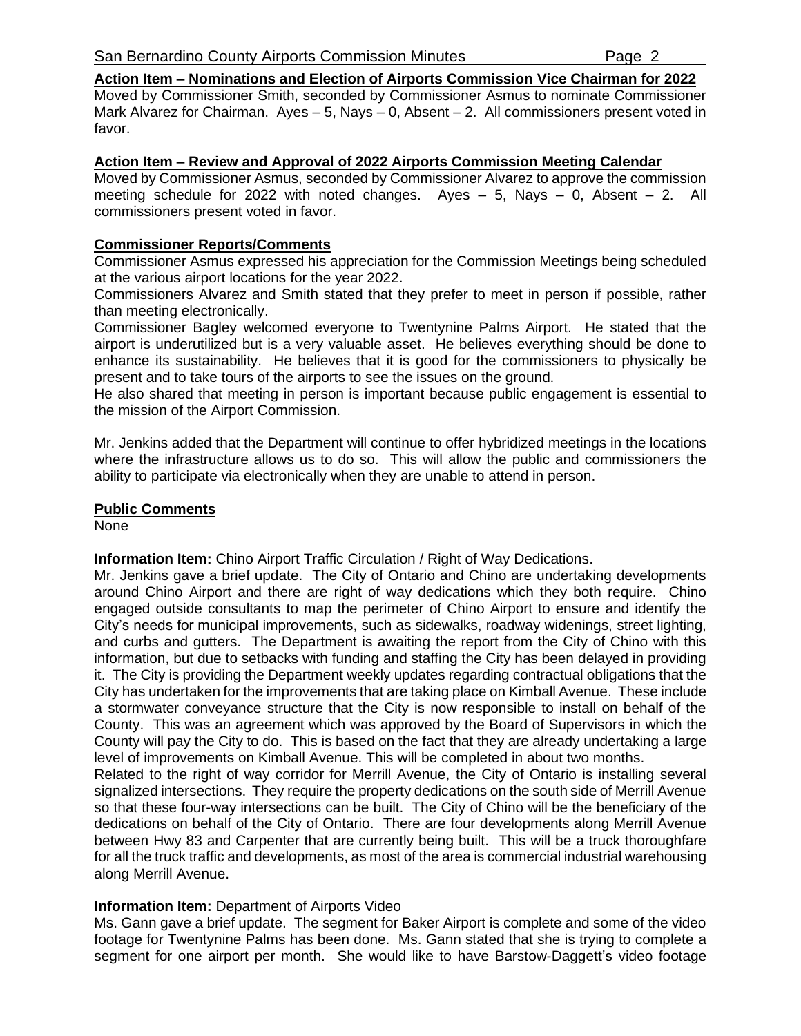**Action Item – Nominations and Election of Airports Commission Vice Chairman for 2022**

Moved by Commissioner Smith, seconded by Commissioner Asmus to nominate Commissioner Mark Alvarez for Chairman. Ayes – 5, Nays – 0, Absent – 2. All commissioners present voted in favor.

**Action Item – Review and Approval of 2022 Airports Commission Meeting Calendar**

Moved by Commissioner Asmus, seconded by Commissioner Alvarez to approve the commission meeting schedule for 2022 with noted changes. Ayes – 5, Nays – 0, Absent – 2. All commissioners present voted in favor.

**Commissioner Reports/Comments**

Commissioner Asmus expressed his appreciation for the Commission Meetings being scheduled at the various airport locations for the year 2022.

Commissioners Alvarez and Smith stated that they prefer to meet in person if possible, rather than meeting electronically.

Commissioner Bagley welcomed everyone to Twentynine Palms Airport. He stated that the airport is underutilized but is a very valuable asset. He believes everything should be done to enhance its sustainability. He believes that it is good for the commissioners to physically be present and to take tours of the airports to see the issues on the ground.

He also shared that meeting in person is important because public engagement is essential to the mission of the Airport Commission.

Mr. Jenkins added that the Department will continue to offer hybridized meetings in the locations where the infrastructure allows us to do so. This will allow the public and commissioners the ability to participate via electronically when they are unable to attend in person.

**Public Comments**

None

**Information Item:** Chino Airport Traffic Circulation / Right of Way Dedications.

Mr. Jenkins gave a brief update. The City of Ontario and Chino are undertaking developments around Chino Airport and there are right of way dedications which they both require. Chino engaged outside consultants to map the perimeter of Chino Airport to ensure and identify the City's needs for municipal improvements, such as sidewalks, roadway widenings, street lighting, and curbs and gutters. The Department is awaiting the report from the City of Chino with this information, but due to setbacks with funding and staffing the City has been delayed in providing it. The City is providing the Department weekly updates regarding contractual obligations that the City has undertaken for the improvements that are taking place on Kimball Avenue. These include a stormwater conveyance structure that the City is now responsible to install on behalf of the County. This was an agreement which was approved by the Board of Supervisors in which the County will pay the City to do. This is based on the fact that they are already undertaking a large level of improvements on Kimball Avenue. This will be completed in about two months.

Related to the right of way corridor for Merrill Avenue, the City of Ontario is installing several signalized intersections. They require the property dedications on the south side of Merrill Avenue so that these four-way intersections can be built. The City of Chino will be the beneficiary of the dedications on behalf of the City of Ontario. There are four developments along Merrill Avenue between Hwy 83 and Carpenter that are currently being built. This will be a truck thoroughfare for all the truck traffic and developments, as most of the area is commercial industrial warehousing along Merrill Avenue.

**Information Item:** Department of Airports Video

Ms. Gann gave a brief update. The segment for Baker Airport is complete and some of the video footage for Twentynine Palms has been done. Ms. Gann stated that she is trying to complete a segment for one airport per month. She would like to have Barstow-Daggett's video footage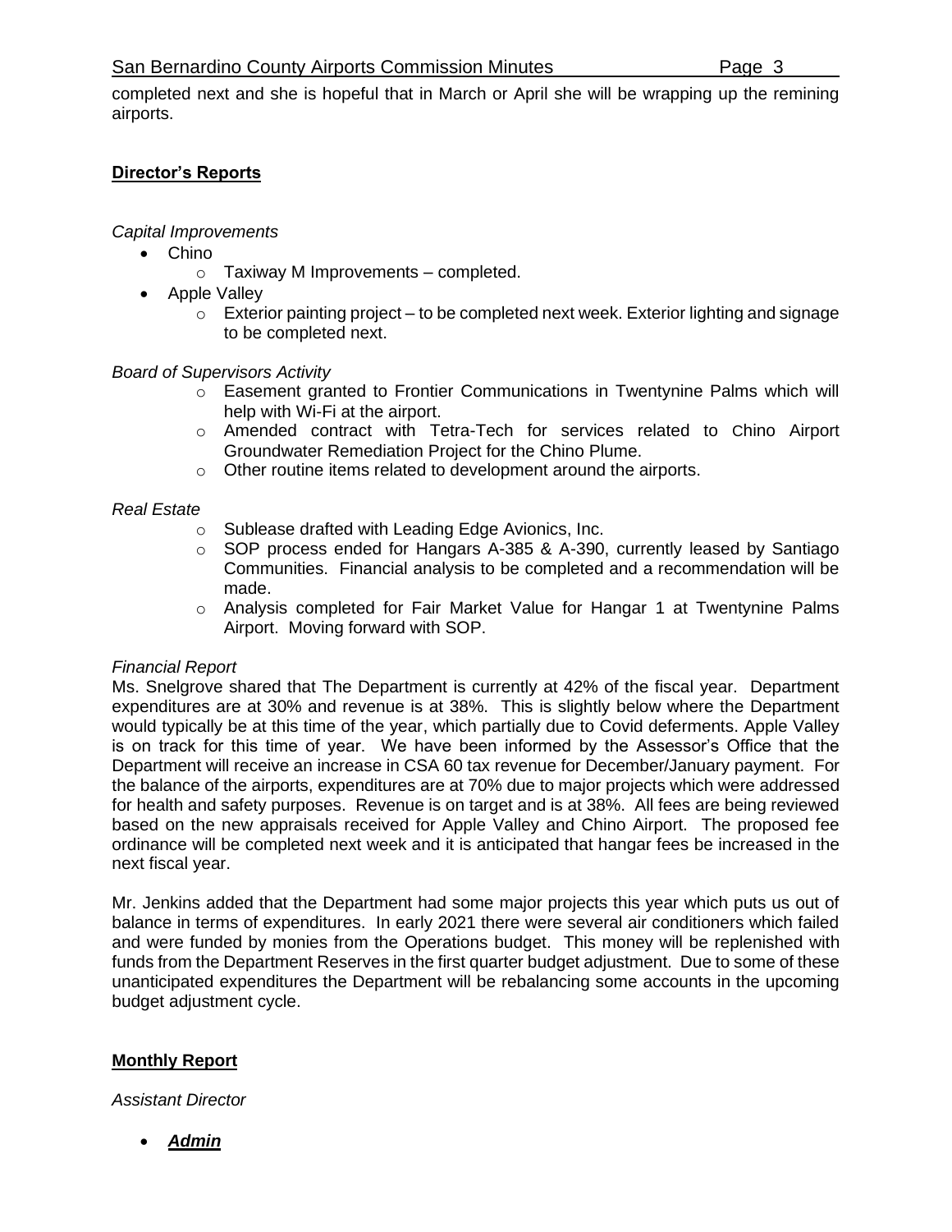completed next and she is hopeful that in March or April she will be wrapping up the remining airports.

**Director's Reports**

*Capital Improvements*

- Chino
  - Taxiway M Improvements – completed.
- Apple Valley
  - Exterior painting project – to be completed next week. Exterior lighting and signage to be completed next.

*Board of Supervisors Activity*

- Easement granted to Frontier Communications in Twentynine Palms which will help with Wi-Fi at the airport.
- Amended contract with Tetra-Tech for services related to Chino Airport Groundwater Remediation Project for the Chino Plume.
- Other routine items related to development around the airports.

*Real Estate*

- Sublease drafted with Leading Edge Avionics, Inc.
- SOP process ended for Hangars A-385 & A-390, currently leased by Santiago Communities. Financial analysis to be completed and a recommendation will be made.
- Analysis completed for Fair Market Value for Hangar 1 at Twentynine Palms Airport. Moving forward with SOP.

*Financial Report*

Ms. Snelgrove shared that The Department is currently at 42% of the fiscal year. Department expenditures are at 30% and revenue is at 38%. This is slightly below where the Department would typically be at this time of the year, which partially due to Covid deferments. Apple Valley is on track for this time of year. We have been informed by the Assessor's Office that the Department will receive an increase in CSA 60 tax revenue for December/January payment. For the balance of the airports, expenditures are at 70% due to major projects which were addressed for health and safety purposes. Revenue is on target and is at 38%. All fees are being reviewed based on the new appraisals received for Apple Valley and Chino Airport. The proposed fee ordinance will be completed next week and it is anticipated that hangar fees be increased in the next fiscal year.

Mr. Jenkins added that the Department had some major projects this year which puts us out of balance in terms of expenditures. In early 2021 there were several air conditioners which failed and were funded by monies from the Operations budget. This money will be replenished with funds from the Department Reserves in the first quarter budget adjustment. Due to some of these unanticipated expenditures the Department will be rebalancing some accounts in the upcoming budget adjustment cycle.

**Monthly Report**

*Assistant Director*

- ***Admin***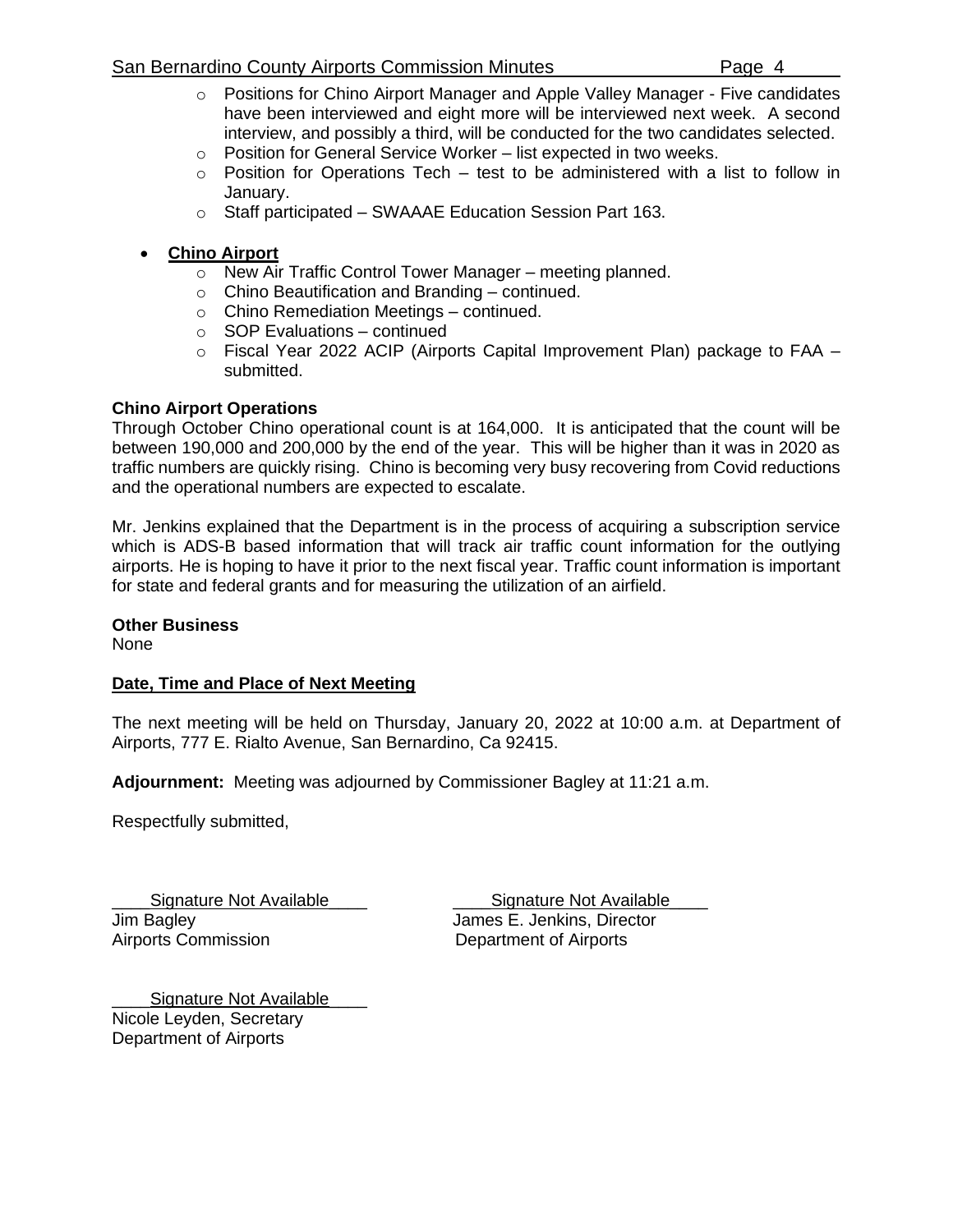- Positions for Chino Airport Manager and Apple Valley Manager - Five candidates have been interviewed and eight more will be interviewed next week. A second interview, and possibly a third, will be conducted for the two candidates selected.
  - Position for General Service Worker – list expected in two weeks.
  - Position for Operations Tech – test to be administered with a list to follow in January.
  - Staff participated – SWAAAE Education Session Part 163.

- **Chino Airport**
  - New Air Traffic Control Tower Manager – meeting planned.
  - Chino Beautification and Branding – continued.
  - Chino Remediation Meetings – continued.
  - SOP Evaluations – continued
  - Fiscal Year 2022 ACIP (Airports Capital Improvement Plan) package to FAA – submitted.

**Chino Airport Operations**

Through October Chino operational count is at 164,000. It is anticipated that the count will be between 190,000 and 200,000 by the end of the year. This will be higher than it was in 2020 as traffic numbers are quickly rising. Chino is becoming very busy recovering from Covid reductions and the operational numbers are expected to escalate.

Mr. Jenkins explained that the Department is in the process of acquiring a subscription service which is ADS-B based information that will track air traffic count information for the outlying airports. He is hoping to have it prior to the next fiscal year. Traffic count information is important for state and federal grants and for measuring the utilization of an airfield.

**Other Business**

None

**Date, Time and Place of Next Meeting**

The next meeting will be held on Thursday, January 20, 2022 at 10:00 a.m. at Department of Airports, 777 E. Rialto Avenue, San Bernardino, Ca 92415.

**Adjournment:** Meeting was adjourned by Commissioner Bagley at 11:21 a.m.

Respectfully submitted,

Signature Not Available
Jim Bagley
Airports Commission

Signature Not Available
James E. Jenkins, Director
Department of Airports

Signature Not Available
Nicole Leyden, Secretary
Department of Airports